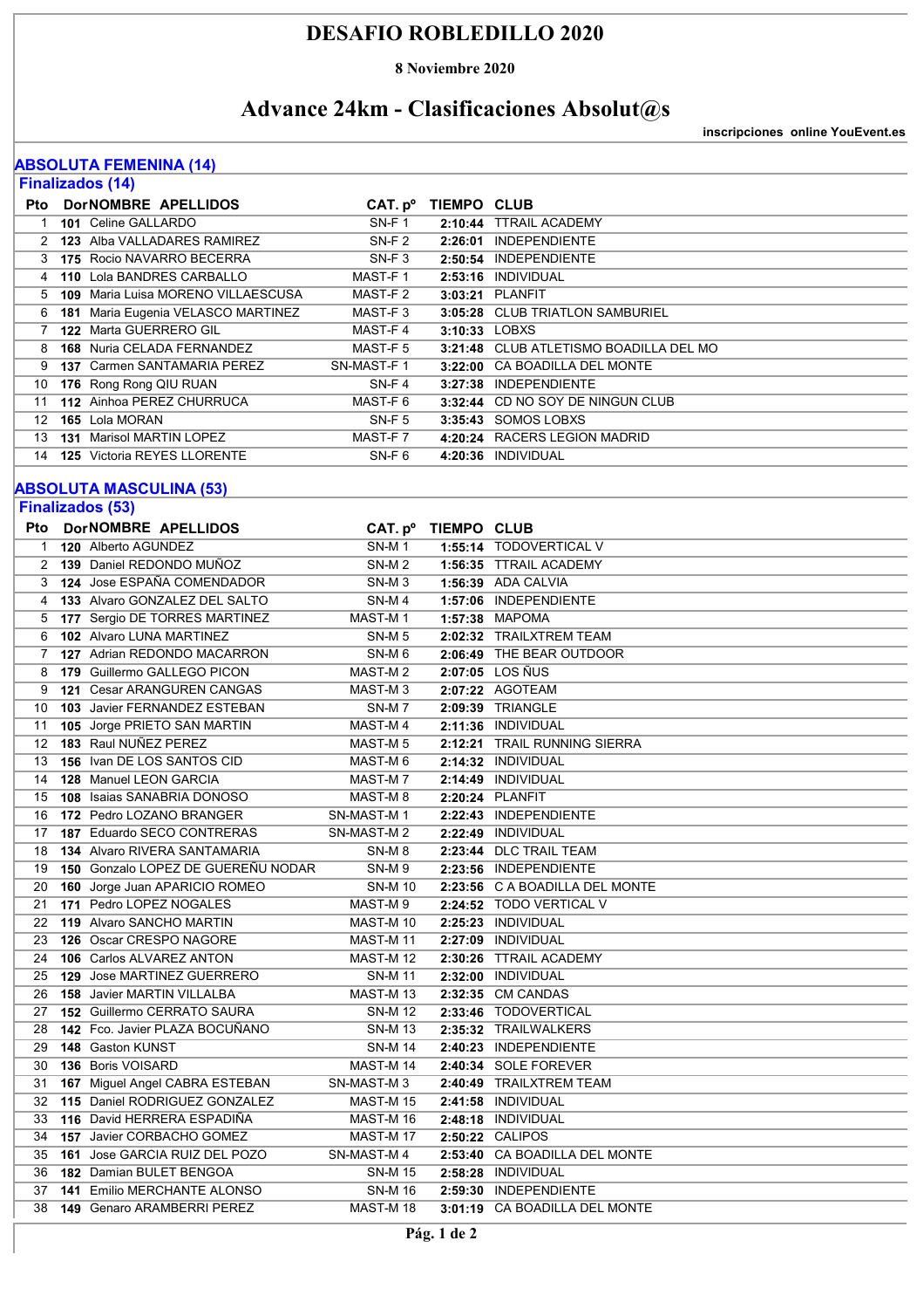# DESAFIO ROBLEDILLO 2020

**8 Noviembre 2020**

## Advance 24km - Clasificaciones Absolut@s

**inscripciones online YouEvent.es**

### ABSOLUTA FEMENINA (14)

#### Finalizados (14)

| Pto | Dor | NOMBRE APELLIDOS | CAT. pº | TIEMPO | CLUB |
|---|---|---|---|---|---|
| 1 | 101 | Celine GALLARDO | SN-F 1 | 2:10:44 | TTRAIL ACADEMY |
| 2 | 123 | Alba VALLADARES RAMIREZ | SN-F 2 | 2:26:01 | INDEPENDIENTE |
| 3 | 175 | Rocio NAVARRO BECERRA | SN-F 3 | 2:50:54 | INDEPENDIENTE |
| 4 | 110 | Lola BANDRES CARBALLO | MAST-F 1 | 2:53:16 | INDIVIDUAL |
| 5 | 109 | Maria Luisa MORENO VILLAESCUSA | MAST-F 2 | 3:03:21 | PLANFIT |
| 6 | 181 | Maria Eugenia VELASCO MARTINEZ | MAST-F 3 | 3:05:28 | CLUB TRIATLON SAMBURIEL |
| 7 | 122 | Marta GUERRERO GIL | MAST-F 4 | 3:10:33 | LOBXS |
| 8 | 168 | Nuria CELADA FERNANDEZ | MAST-F 5 | 3:21:48 | CLUB ATLETISMO BOADILLA DEL MO |
| 9 | 137 | Carmen SANTAMARIA PEREZ | SN-MAST-F 1 | 3:22:00 | CA BOADILLA DEL MONTE |
| 10 | 176 | Rong Rong QIU RUAN | SN-F 4 | 3:27:38 | INDEPENDIENTE |
| 11 | 112 | Ainhoa PEREZ CHURRUCA | MAST-F 6 | 3:32:44 | CD NO SOY DE NINGUN CLUB |
| 12 | 165 | Lola MORAN | SN-F 5 | 3:35:43 | SOMOS LOBXS |
| 13 | 131 | Marisol MARTIN LOPEZ | MAST-F 7 | 4:20:24 | RACERS LEGION MADRID |
| 14 | 125 | Victoria REYES LLORENTE | SN-F 6 | 4:20:36 | INDIVIDUAL |

### ABSOLUTA MASCULINA (53)

#### Finalizados (53)

| Pto | Dor | NOMBRE APELLIDOS | CAT. pº | TIEMPO | CLUB |
|---|---|---|---|---|---|
| 1 | 120 | Alberto AGUNDEZ | SN-M 1 | 1:55:14 | TODOVERTICAL V |
| 2 | 139 | Daniel REDONDO MUÑOZ | SN-M 2 | 1:56:35 | TTRAIL ACADEMY |
| 3 | 124 | Jose ESPAÑA COMENDADOR | SN-M 3 | 1:56:39 | ADA CALVIA |
| 4 | 133 | Alvaro GONZALEZ DEL SALTO | SN-M 4 | 1:57:06 | INDEPENDIENTE |
| 5 | 177 | Sergio DE TORRES MARTINEZ | MAST-M 1 | 1:57:38 | MAPOMA |
| 6 | 102 | Alvaro LUNA MARTINEZ | SN-M 5 | 2:02:32 | TRAILXTREM TEAM |
| 7 | 127 | Adrian REDONDO MACARRON | SN-M 6 | 2:06:49 | THE BEAR OUTDOOR |
| 8 | 179 | Guillermo GALLEGO PICON | MAST-M 2 | 2:07:05 | LOS ÑUS |
| 9 | 121 | Cesar ARANGUREN CANGAS | MAST-M 3 | 2:07:22 | AGOTEAM |
| 10 | 103 | Javier FERNANDEZ ESTEBAN | SN-M 7 | 2:09:39 | TRIANGLE |
| 11 | 105 | Jorge PRIETO SAN MARTIN | MAST-M 4 | 2:11:36 | INDIVIDUAL |
| 12 | 183 | Raul NUÑEZ PEREZ | MAST-M 5 | 2:12:21 | TRAIL RUNNING SIERRA |
| 13 | 156 | Ivan DE LOS SANTOS CID | MAST-M 6 | 2:14:32 | INDIVIDUAL |
| 14 | 128 | Manuel LEON GARCIA | MAST-M 7 | 2:14:49 | INDIVIDUAL |
| 15 | 108 | Isaias SANABRIA DONOSO | MAST-M 8 | 2:20:24 | PLANFIT |
| 16 | 172 | Pedro LOZANO BRANGER | SN-MAST-M 1 | 2:22:43 | INDEPENDIENTE |
| 17 | 187 | Eduardo SECO CONTRERAS | SN-MAST-M 2 | 2:22:49 | INDIVIDUAL |
| 18 | 134 | Alvaro RIVERA SANTAMARIA | SN-M 8 | 2:23:44 | DLC TRAIL TEAM |
| 19 | 150 | Gonzalo LOPEZ DE GUEREÑU NODAR | SN-M 9 | 2:23:56 | INDEPENDIENTE |
| 20 | 160 | Jorge Juan APARICIO ROMEO | SN-M 10 | 2:23:56 | C A BOADILLA DEL MONTE |
| 21 | 171 | Pedro LOPEZ NOGALES | MAST-M 9 | 2:24:52 | TODO VERTICAL V |
| 22 | 119 | Alvaro SANCHO MARTIN | MAST-M 10 | 2:25:23 | INDIVIDUAL |
| 23 | 126 | Oscar CRESPO NAGORE | MAST-M 11 | 2:27:09 | INDIVIDUAL |
| 24 | 106 | Carlos ALVAREZ ANTON | MAST-M 12 | 2:30:26 | TTRAIL ACADEMY |
| 25 | 129 | Jose MARTINEZ GUERRERO | SN-M 11 | 2:32:00 | INDIVIDUAL |
| 26 | 158 | Javier MARTIN VILLALBA | MAST-M 13 | 2:32:35 | CM CANDAS |
| 27 | 152 | Guillermo CERRATO SAURA | SN-M 12 | 2:33:46 | TODOVERTICAL |
| 28 | 142 | Fco. Javier PLAZA BOCUÑANO | SN-M 13 | 2:35:32 | TRAILWALKERS |
| 29 | 148 | Gaston KUNST | SN-M 14 | 2:40:23 | INDEPENDIENTE |
| 30 | 136 | Boris VOISARD | MAST-M 14 | 2:40:34 | SOLE FOREVER |
| 31 | 167 | Miguel Angel CABRA ESTEBAN | SN-MAST-M 3 | 2:40:49 | TRAILXTREM TEAM |
| 32 | 115 | Daniel RODRIGUEZ GONZALEZ | MAST-M 15 | 2:41:58 | INDIVIDUAL |
| 33 | 116 | David HERRERA ESPADIÑA | MAST-M 16 | 2:48:18 | INDIVIDUAL |
| 34 | 157 | Javier CORBACHO GOMEZ | MAST-M 17 | 2:50:22 | CALIPOS |
| 35 | 161 | Jose GARCIA RUIZ DEL POZO | SN-MAST-M 4 | 2:53:40 | CA BOADILLA DEL MONTE |
| 36 | 182 | Damian BULET BENGOA | SN-M 15 | 2:58:28 | INDIVIDUAL |
| 37 | 141 | Emilio MERCHANTE ALONSO | SN-M 16 | 2:59:30 | INDEPENDIENTE |
| 38 | 149 | Genaro ARAMBERRI PEREZ | MAST-M 18 | 3:01:19 | CA BOADILLA DEL MONTE |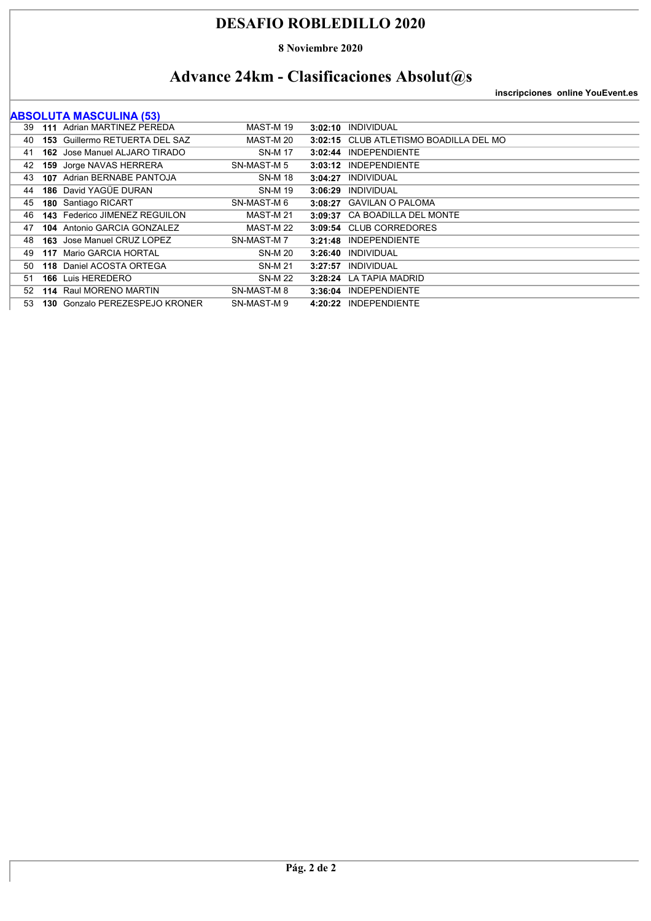# DESAFIO ROBLEDILLO 2020

**8 Noviembre 2020**

## Advance 24km - Clasificaciones Absolut@s

**inscripciones online YouEvent.es**

### ABSOLUTA MASCULINA (53)

| | | | | | |
|---|---|---|---|---|---|
| 39 | **111** | Adrian MARTINEZ PEREDA | MAST-M 19 | **3:02:10** | INDIVIDUAL |
| 40 | **153** | Guillermo RETUERTA DEL SAZ | MAST-M 20 | **3:02:15** | CLUB ATLETISMO BOADILLA DEL MO |
| 41 | **162** | Jose Manuel ALJARO TIRADO | SN-M 17 | **3:02:44** | INDEPENDIENTE |
| 42 | **159** | Jorge NAVAS HERRERA | SN-MAST-M 5 | **3:03:12** | INDEPENDIENTE |
| 43 | **107** | Adrian BERNABE PANTOJA | SN-M 18 | **3:04:27** | INDIVIDUAL |
| 44 | **186** | David YAGÜE DURAN | SN-M 19 | **3:06:29** | INDIVIDUAL |
| 45 | **180** | Santiago RICART | SN-MAST-M 6 | **3:08:27** | GAVILAN O PALOMA |
| 46 | **143** | Federico JIMENEZ REGUILON | MAST-M 21 | **3:09:37** | CA BOADILLA DEL MONTE |
| 47 | **104** | Antonio GARCIA GONZALEZ | MAST-M 22 | **3:09:54** | CLUB CORREDORES |
| 48 | **163** | Jose Manuel CRUZ LOPEZ | SN-MAST-M 7 | **3:21:48** | INDEPENDIENTE |
| 49 | **117** | Mario GARCIA HORTAL | SN-M 20 | **3:26:40** | INDIVIDUAL |
| 50 | **118** | Daniel ACOSTA ORTEGA | SN-M 21 | **3:27:57** | INDIVIDUAL |
| 51 | **166** | Luis HEREDERO | SN-M 22 | **3:28:24** | LA TAPIA MADRID |
| 52 | **114** | Raul MORENO MARTIN | SN-MAST-M 8 | **3:36:04** | INDEPENDIENTE |
| 53 | **130** | Gonzalo PEREZESPEJO KRONER | SN-MAST-M 9 | **4:20:22** | INDEPENDIENTE |